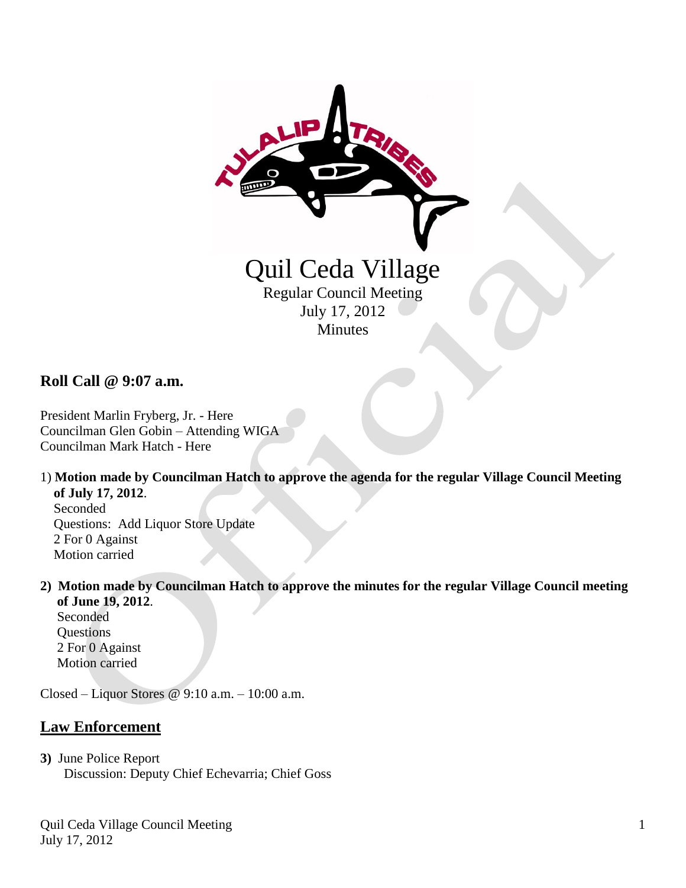# Quil Ceda Village

Regular Council Meeting
July 17, 2012
Minutes

## Roll Call @ 9:07 a.m.

President Marlin Fryberg, Jr. - Here
Councilman Glen Gobin – Attending WIGA
Councilman Mark Hatch - Here

1) **Motion made by Councilman Hatch to approve the agenda for the regular Village Council Meeting of July 17, 2012**.
   Seconded
   Questions: Add Liquor Store Update
   2 For 0 Against
   Motion carried

2) **Motion made by Councilman Hatch to approve the minutes for the regular Village Council meeting of June 19, 2012**.
   Seconded
   Questions
   2 For 0 Against
   Motion carried

Closed – Liquor Stores @ 9:10 a.m. – 10:00 a.m.

## Law Enforcement

3) June Police Report
   Discussion: Deputy Chief Echevarria; Chief Goss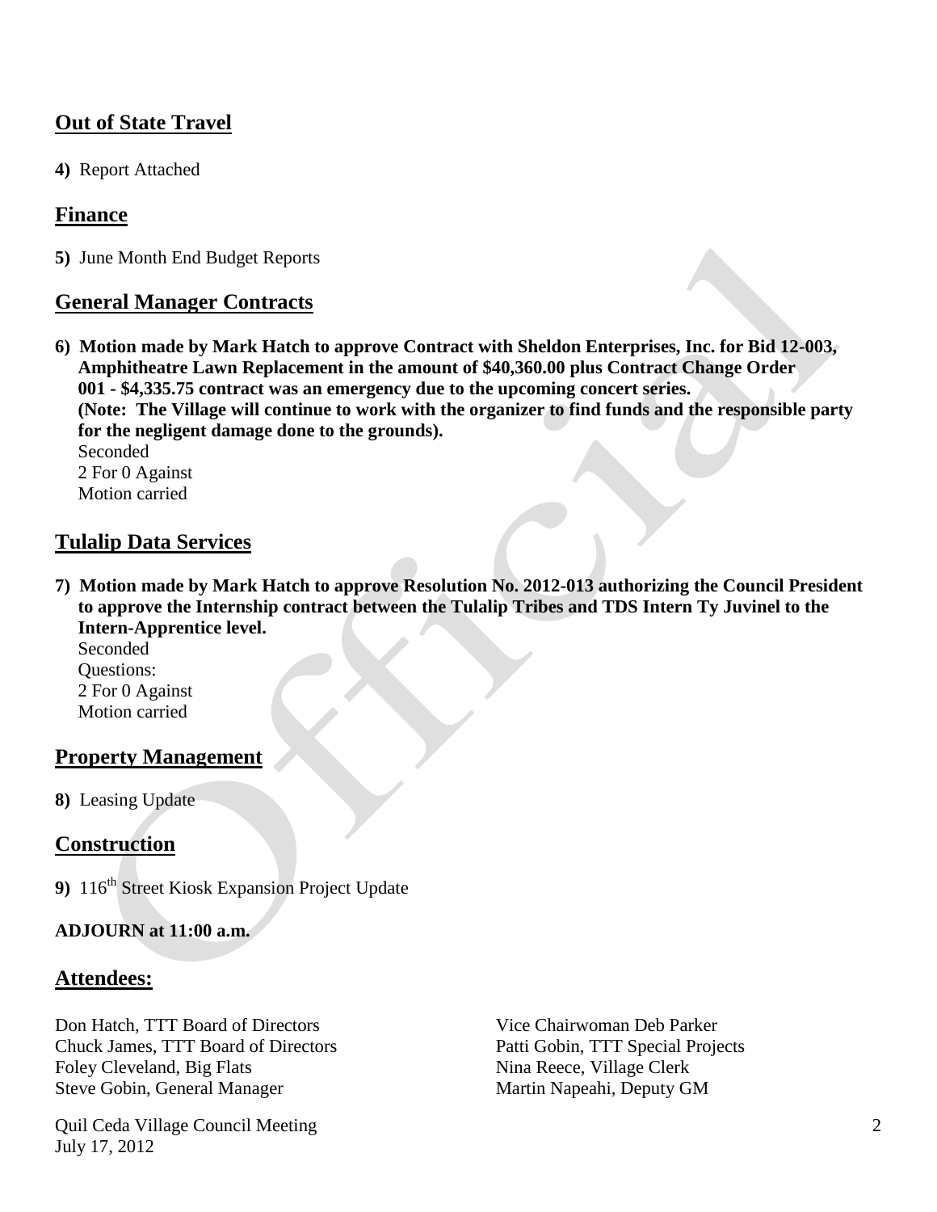## Out of State Travel

**4)** Report Attached

## Finance

**5)** June Month End Budget Reports

## General Manager Contracts

**6) Motion made by Mark Hatch to approve Contract with Sheldon Enterprises, Inc. for Bid 12-003, Amphitheatre Lawn Replacement in the amount of $40,360.00 plus Contract Change Order 001 - $4,335.75 contract was an emergency due to the upcoming concert series. (Note: The Village will continue to work with the organizer to find funds and the responsible party for the negligent damage done to the grounds).**
Seconded
2 For 0 Against
Motion carried

## Tulalip Data Services

**7) Motion made by Mark Hatch to approve Resolution No. 2012-013 authorizing the Council President to approve the Internship contract between the Tulalip Tribes and TDS Intern Ty Juvinel to the Intern-Apprentice level.**
Seconded
Questions:
2 For 0 Against
Motion carried

## Property Management

**8)** Leasing Update

## Construction

**9)** 116th Street Kiosk Expansion Project Update

**ADJOURN at 11:00 a.m.**

## Attendees:

Don Hatch, TTT Board of Directors
Chuck James, TTT Board of Directors
Foley Cleveland, Big Flats
Steve Gobin, General Manager
Vice Chairwoman Deb Parker
Patti Gobin, TTT Special Projects
Nina Reece, Village Clerk
Martin Napeahi, Deputy GM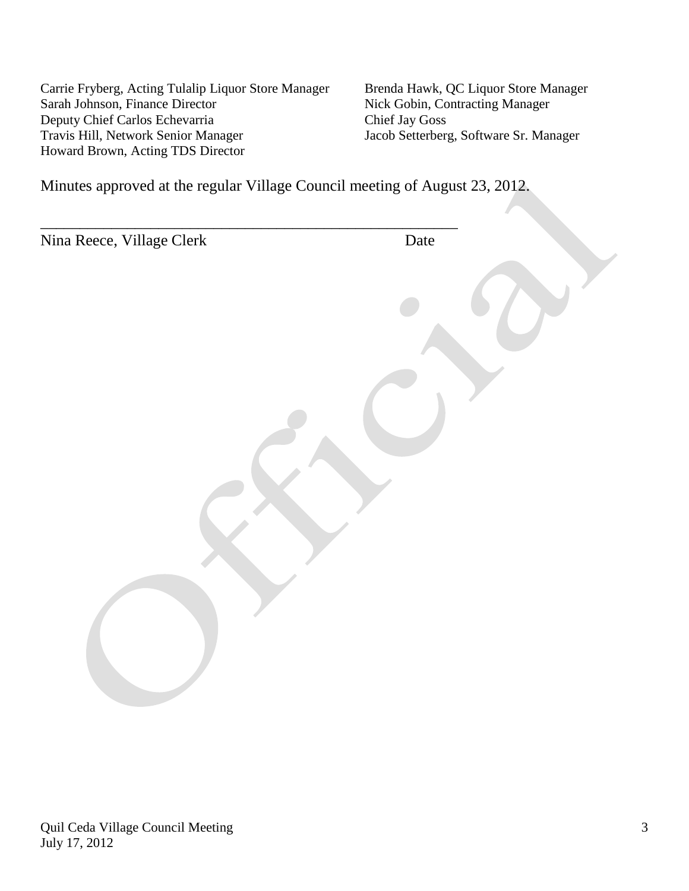Carrie Fryberg, Acting Tulalip Liquor Store Manager
Sarah Johnson, Finance Director
Deputy Chief Carlos Echevarria
Travis Hill, Network Senior Manager
Howard Brown, Acting TDS Director
Brenda Hawk, QC Liquor Store Manager
Nick Gobin, Contracting Manager
Chief Jay Goss
Jacob Setterberg, Software Sr. Manager

Minutes approved at the regular Village Council meeting of August 23, 2012.

_________________________________________________________

Nina Reece, Village Clerk Date